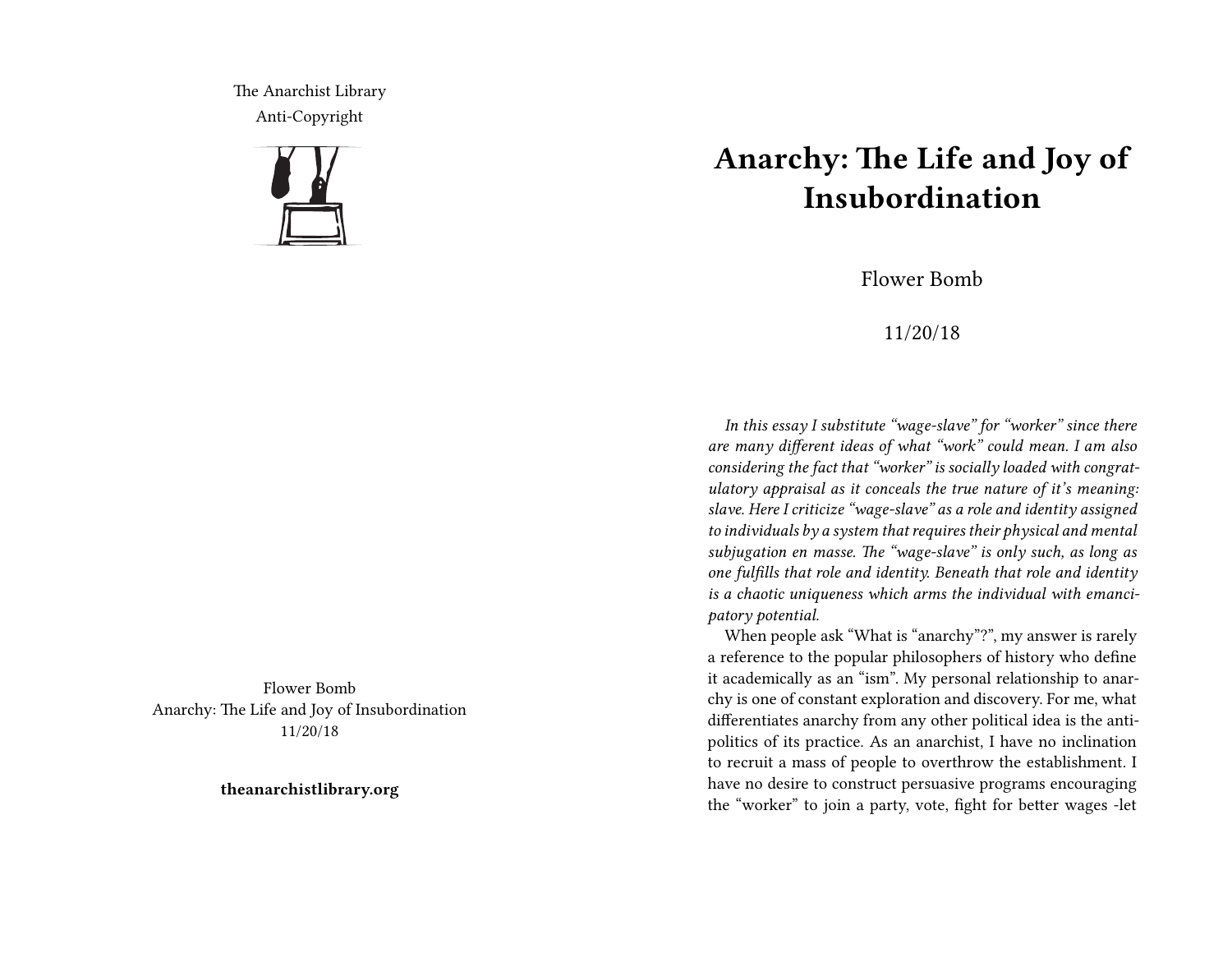The Anarchist Library
Anti-Copyright

Flower Bomb
Anarchy: The Life and Joy of Insubordination
11/20/18

**theanarchistlibrary.org**

# Anarchy: The Life and Joy of Insubordination

Flower Bomb

11/20/18

*In this essay I substitute "wage-slave" for "worker" since there are many different ideas of what "work" could mean. I am also considering the fact that "worker" is socially loaded with congratulatory appraisal as it conceals the true nature of it's meaning: slave. Here I criticize "wage-slave" as a role and identity assigned to individuals by a system that requires their physical and mental subjugation en masse. The "wage-slave" is only such, as long as one fulfills that role and identity. Beneath that role and identity is a chaotic uniqueness which arms the individual with emancipatory potential.*

When people ask "What is "anarchy"?", my answer is rarely a reference to the popular philosophers of history who define it academically as an "ism". My personal relationship to anarchy is one of constant exploration and discovery. For me, what differentiates anarchy from any other political idea is the anti-politics of its practice. As an anarchist, I have no inclination to recruit a mass of people to overthrow the establishment. I have no desire to construct persuasive programs encouraging the "worker" to join a party, vote, fight for better wages -let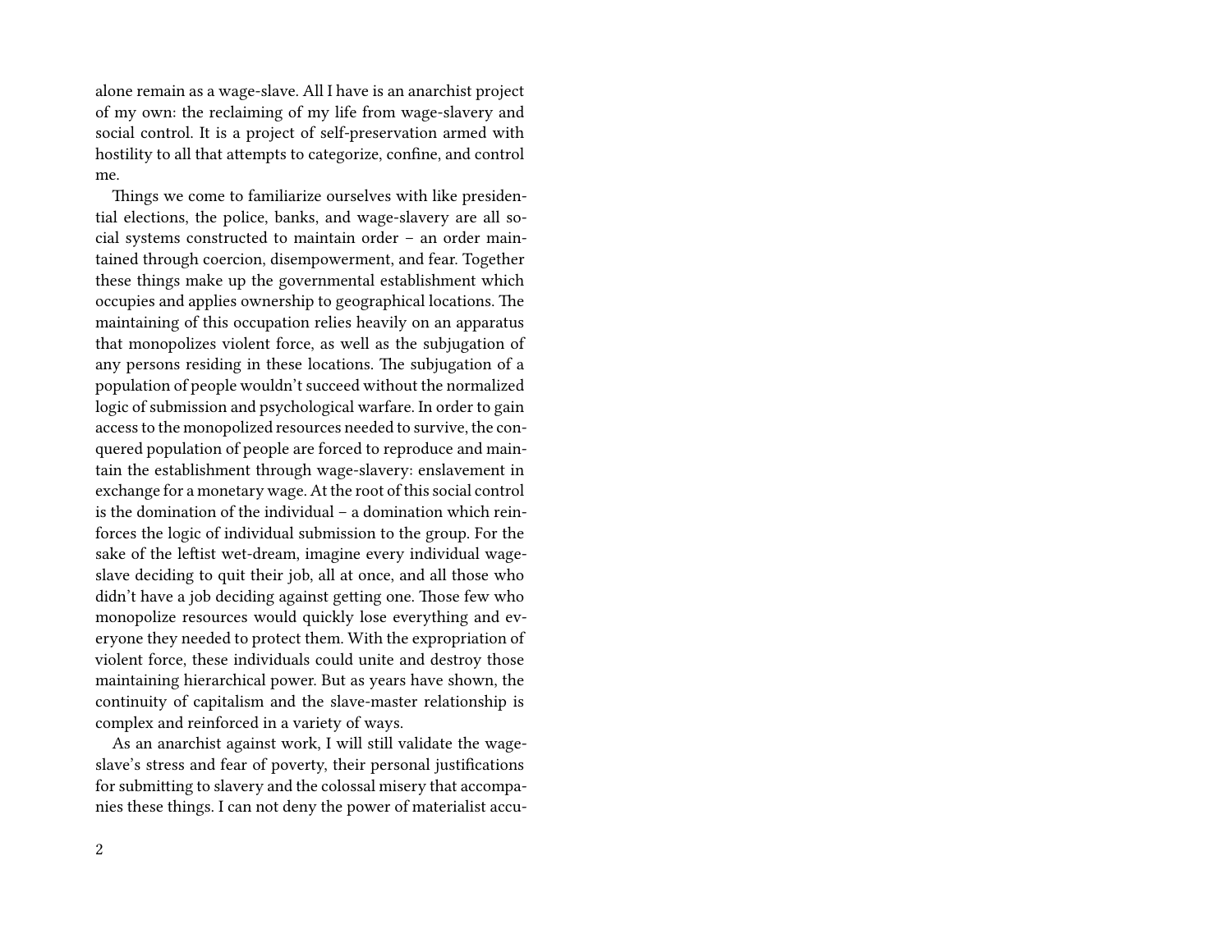alone remain as a wage-slave. All I have is an anarchist project of my own: the reclaiming of my life from wage-slavery and social control. It is a project of self-preservation armed with hostility to all that attempts to categorize, confine, and control me.

Things we come to familiarize ourselves with like presidential elections, the police, banks, and wage-slavery are all social systems constructed to maintain order – an order maintained through coercion, disempowerment, and fear. Together these things make up the governmental establishment which occupies and applies ownership to geographical locations. The maintaining of this occupation relies heavily on an apparatus that monopolizes violent force, as well as the subjugation of any persons residing in these locations. The subjugation of a population of people wouldn't succeed without the normalized logic of submission and psychological warfare. In order to gain access to the monopolized resources needed to survive, the conquered population of people are forced to reproduce and maintain the establishment through wage-slavery: enslavement in exchange for a monetary wage. At the root of this social control is the domination of the individual – a domination which reinforces the logic of individual submission to the group. For the sake of the leftist wet-dream, imagine every individual wage-slave deciding to quit their job, all at once, and all those who didn't have a job deciding against getting one. Those few who monopolize resources would quickly lose everything and everyone they needed to protect them. With the expropriation of violent force, these individuals could unite and destroy those maintaining hierarchical power. But as years have shown, the continuity of capitalism and the slave-master relationship is complex and reinforced in a variety of ways.

As an anarchist against work, I will still validate the wage-slave's stress and fear of poverty, their personal justifications for submitting to slavery and the colossal misery that accompanies these things. I can not deny the power of materialist accu-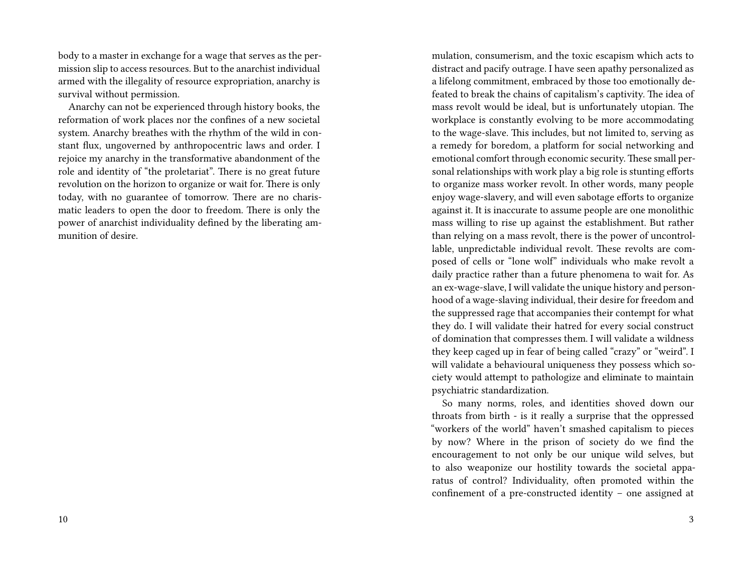body to a master in exchange for a wage that serves as the permission slip to access resources. But to the anarchist individual armed with the illegality of resource expropriation, anarchy is survival without permission.

Anarchy can not be experienced through history books, the reformation of work places nor the confines of a new societal system. Anarchy breathes with the rhythm of the wild in constant flux, ungoverned by anthropocentric laws and order. I rejoice my anarchy in the transformative abandonment of the role and identity of "the proletariat". There is no great future revolution on the horizon to organize or wait for. There is only today, with no guarantee of tomorrow. There are no charismatic leaders to open the door to freedom. There is only the power of anarchist individuality defined by the liberating ammunition of desire.

mulation, consumerism, and the toxic escapism which acts to distract and pacify outrage. I have seen apathy personalized as a lifelong commitment, embraced by those too emotionally defeated to break the chains of capitalism's captivity. The idea of mass revolt would be ideal, but is unfortunately utopian. The workplace is constantly evolving to be more accommodating to the wage-slave. This includes, but not limited to, serving as a remedy for boredom, a platform for social networking and emotional comfort through economic security. These small personal relationships with work play a big role is stunting efforts to organize mass worker revolt. In other words, many people enjoy wage-slavery, and will even sabotage efforts to organize against it. It is inaccurate to assume people are one monolithic mass willing to rise up against the establishment. But rather than relying on a mass revolt, there is the power of uncontrollable, unpredictable individual revolt. These revolts are composed of cells or "lone wolf" individuals who make revolt a daily practice rather than a future phenomena to wait for. As an ex-wage-slave, I will validate the unique history and personhood of a wage-slaving individual, their desire for freedom and the suppressed rage that accompanies their contempt for what they do. I will validate their hatred for every social construct of domination that compresses them. I will validate a wildness they keep caged up in fear of being called "crazy" or "weird". I will validate a behavioural uniqueness they possess which society would attempt to pathologize and eliminate to maintain psychiatric standardization.

So many norms, roles, and identities shoved down our throats from birth - is it really a surprise that the oppressed "workers of the world" haven't smashed capitalism to pieces by now? Where in the prison of society do we find the encouragement to not only be our unique wild selves, but to also weaponize our hostility towards the societal apparatus of control? Individuality, often promoted within the confinement of a pre-constructed identity – one assigned at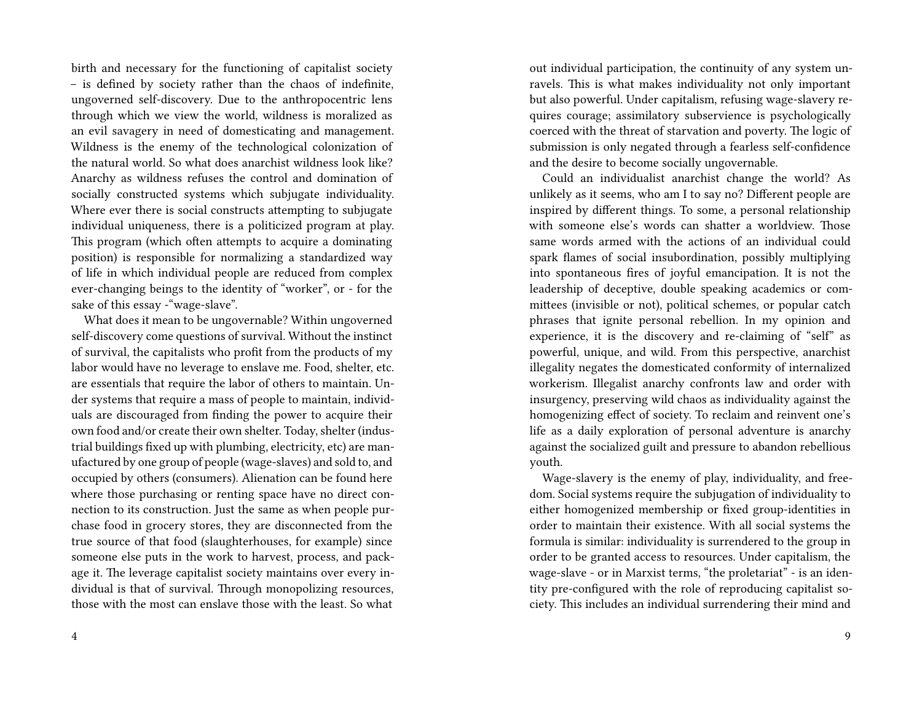birth and necessary for the functioning of capitalist society – is defined by society rather than the chaos of indefinite, ungoverned self-discovery. Due to the anthropocentric lens through which we view the world, wildness is moralized as an evil savagery in need of domesticating and management. Wildness is the enemy of the technological colonization of the natural world. So what does anarchist wildness look like? Anarchy as wildness refuses the control and domination of socially constructed systems which subjugate individuality. Where ever there is social constructs attempting to subjugate individual uniqueness, there is a politicized program at play. This program (which often attempts to acquire a dominating position) is responsible for normalizing a standardized way of life in which individual people are reduced from complex ever-changing beings to the identity of "worker", or - for the sake of this essay -"wage-slave".

What does it mean to be ungovernable? Within ungoverned self-discovery come questions of survival. Without the instinct of survival, the capitalists who profit from the products of my labor would have no leverage to enslave me. Food, shelter, etc. are essentials that require the labor of others to maintain. Under systems that require a mass of people to maintain, individuals are discouraged from finding the power to acquire their own food and/or create their own shelter. Today, shelter (industrial buildings fixed up with plumbing, electricity, etc) are manufactured by one group of people (wage-slaves) and sold to, and occupied by others (consumers). Alienation can be found here where those purchasing or renting space have no direct connection to its construction. Just the same as when people purchase food in grocery stores, they are disconnected from the true source of that food (slaughterhouses, for example) since someone else puts in the work to harvest, process, and package it. The leverage capitalist society maintains over every individual is that of survival. Through monopolizing resources, those with the most can enslave those with the least. So what

out individual participation, the continuity of any system unravels. This is what makes individuality not only important but also powerful. Under capitalism, refusing wage-slavery requires courage; assimilatory subservience is psychologically coerced with the threat of starvation and poverty. The logic of submission is only negated through a fearless self-confidence and the desire to become socially ungovernable.

Could an individualist anarchist change the world? As unlikely as it seems, who am I to say no? Different people are inspired by different things. To some, a personal relationship with someone else's words can shatter a worldview. Those same words armed with the actions of an individual could spark flames of social insubordination, possibly multiplying into spontaneous fires of joyful emancipation. It is not the leadership of deceptive, double speaking academics or committees (invisible or not), political schemes, or popular catch phrases that ignite personal rebellion. In my opinion and experience, it is the discovery and re-claiming of "self" as powerful, unique, and wild. From this perspective, anarchist illegality negates the domesticated conformity of internalized workerism. Illegalist anarchy confronts law and order with insurgency, preserving wild chaos as individuality against the homogenizing effect of society. To reclaim and reinvent one's life as a daily exploration of personal adventure is anarchy against the socialized guilt and pressure to abandon rebellious youth.

Wage-slavery is the enemy of play, individuality, and freedom. Social systems require the subjugation of individuality to either homogenized membership or fixed group-identities in order to maintain their existence. With all social systems the formula is similar: individuality is surrendered to the group in order to be granted access to resources. Under capitalism, the wage-slave - or in Marxist terms, "the proletariat" - is an identity pre-configured with the role of reproducing capitalist society. This includes an individual surrendering their mind and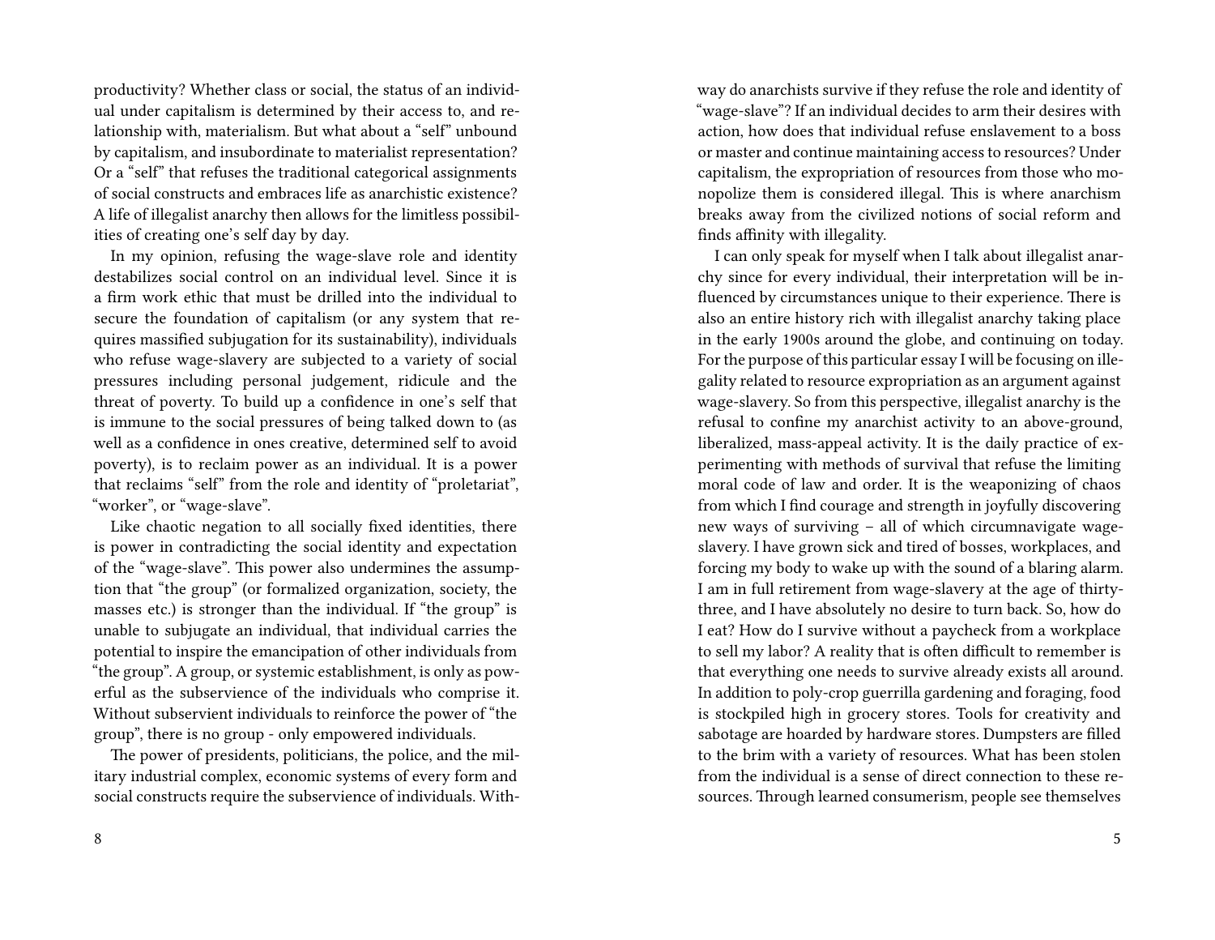productivity? Whether class or social, the status of an individual under capitalism is determined by their access to, and relationship with, materialism. But what about a "self" unbound by capitalism, and insubordinate to materialist representation? Or a "self" that refuses the traditional categorical assignments of social constructs and embraces life as anarchistic existence? A life of illegalist anarchy then allows for the limitless possibilities of creating one's self day by day.

In my opinion, refusing the wage-slave role and identity destabilizes social control on an individual level. Since it is a firm work ethic that must be drilled into the individual to secure the foundation of capitalism (or any system that requires massified subjugation for its sustainability), individuals who refuse wage-slavery are subjected to a variety of social pressures including personal judgement, ridicule and the threat of poverty. To build up a confidence in one's self that is immune to the social pressures of being talked down to (as well as a confidence in ones creative, determined self to avoid poverty), is to reclaim power as an individual. It is a power that reclaims "self" from the role and identity of "proletariat", "worker", or "wage-slave".

Like chaotic negation to all socially fixed identities, there is power in contradicting the social identity and expectation of the "wage-slave". This power also undermines the assumption that "the group" (or formalized organization, society, the masses etc.) is stronger than the individual. If "the group" is unable to subjugate an individual, that individual carries the potential to inspire the emancipation of other individuals from "the group". A group, or systemic establishment, is only as powerful as the subservience of the individuals who comprise it. Without subservient individuals to reinforce the power of "the group", there is no group - only empowered individuals.

The power of presidents, politicians, the police, and the military industrial complex, economic systems of every form and social constructs require the subservience of individuals. With-

way do anarchists survive if they refuse the role and identity of "wage-slave"? If an individual decides to arm their desires with action, how does that individual refuse enslavement to a boss or master and continue maintaining access to resources? Under capitalism, the expropriation of resources from those who monopolize them is considered illegal. This is where anarchism breaks away from the civilized notions of social reform and finds affinity with illegality.

I can only speak for myself when I talk about illegalist anarchy since for every individual, their interpretation will be influenced by circumstances unique to their experience. There is also an entire history rich with illegalist anarchy taking place in the early 1900s around the globe, and continuing on today. For the purpose of this particular essay I will be focusing on illegality related to resource expropriation as an argument against wage-slavery. So from this perspective, illegalist anarchy is the refusal to confine my anarchist activity to an above-ground, liberalized, mass-appeal activity. It is the daily practice of experimenting with methods of survival that refuse the limiting moral code of law and order. It is the weaponizing of chaos from which I find courage and strength in joyfully discovering new ways of surviving – all of which circumnavigate wage-slavery. I have grown sick and tired of bosses, workplaces, and forcing my body to wake up with the sound of a blaring alarm. I am in full retirement from wage-slavery at the age of thirty-three, and I have absolutely no desire to turn back. So, how do I eat? How do I survive without a paycheck from a workplace to sell my labor? A reality that is often difficult to remember is that everything one needs to survive already exists all around. In addition to poly-crop guerrilla gardening and foraging, food is stockpiled high in grocery stores. Tools for creativity and sabotage are hoarded by hardware stores. Dumpsters are filled to the brim with a variety of resources. What has been stolen from the individual is a sense of direct connection to these resources. Through learned consumerism, people see themselves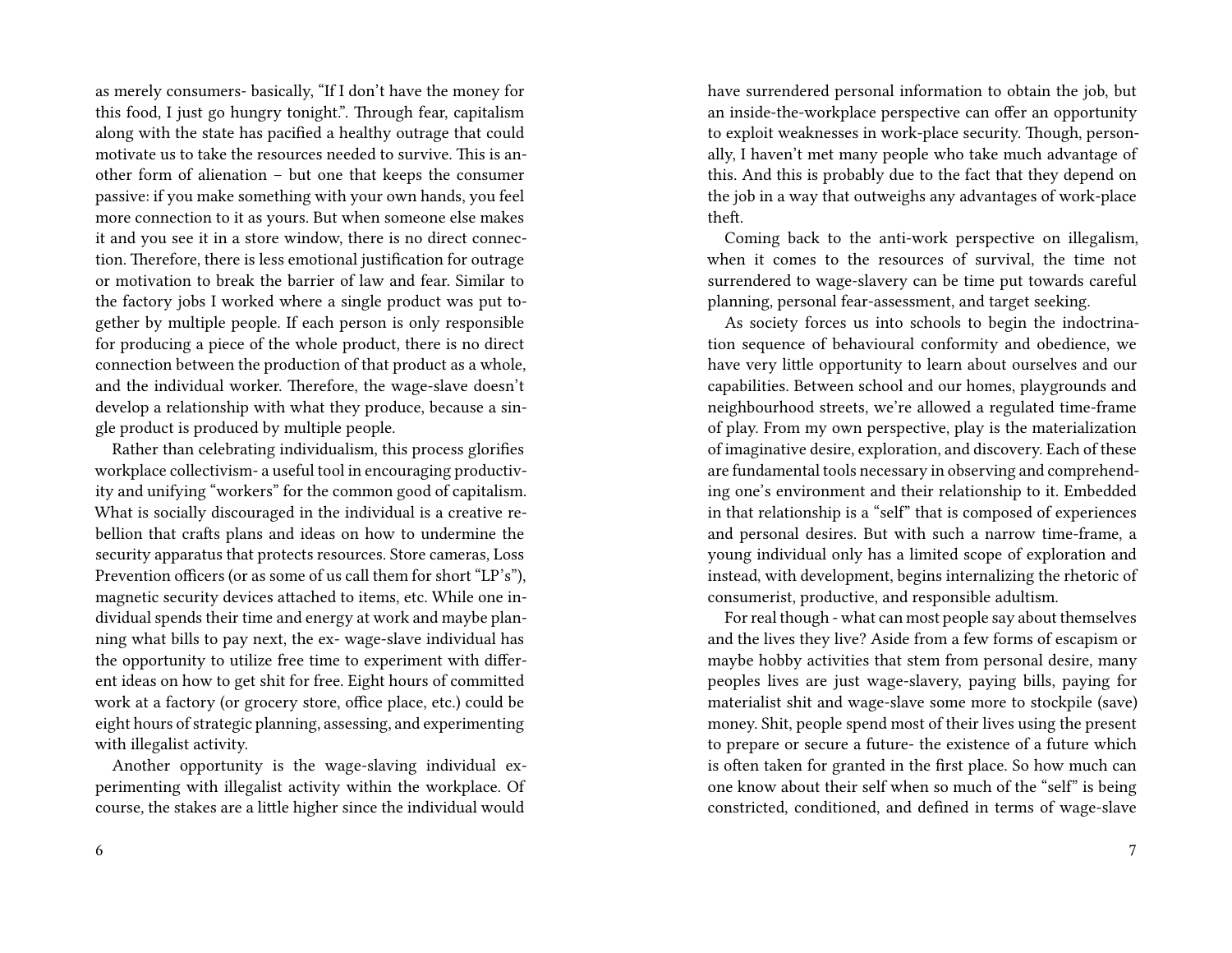as merely consumers- basically, "If I don't have the money for this food, I just go hungry tonight.". Through fear, capitalism along with the state has pacified a healthy outrage that could motivate us to take the resources needed to survive. This is another form of alienation – but one that keeps the consumer passive: if you make something with your own hands, you feel more connection to it as yours. But when someone else makes it and you see it in a store window, there is no direct connection. Therefore, there is less emotional justification for outrage or motivation to break the barrier of law and fear. Similar to the factory jobs I worked where a single product was put together by multiple people. If each person is only responsible for producing a piece of the whole product, there is no direct connection between the production of that product as a whole, and the individual worker. Therefore, the wage-slave doesn't develop a relationship with what they produce, because a single product is produced by multiple people.

Rather than celebrating individualism, this process glorifies workplace collectivism- a useful tool in encouraging productivity and unifying "workers" for the common good of capitalism. What is socially discouraged in the individual is a creative rebellion that crafts plans and ideas on how to undermine the security apparatus that protects resources. Store cameras, Loss Prevention officers (or as some of us call them for short "LP's"), magnetic security devices attached to items, etc. While one individual spends their time and energy at work and maybe planning what bills to pay next, the ex- wage-slave individual has the opportunity to utilize free time to experiment with different ideas on how to get shit for free. Eight hours of committed work at a factory (or grocery store, office place, etc.) could be eight hours of strategic planning, assessing, and experimenting with illegalist activity.

Another opportunity is the wage-slaving individual experimenting with illegalist activity within the workplace. Of course, the stakes are a little higher since the individual would have surrendered personal information to obtain the job, but an inside-the-workplace perspective can offer an opportunity to exploit weaknesses in work-place security. Though, personally, I haven't met many people who take much advantage of this. And this is probably due to the fact that they depend on the job in a way that outweighs any advantages of work-place theft.

Coming back to the anti-work perspective on illegalism, when it comes to the resources of survival, the time not surrendered to wage-slavery can be time put towards careful planning, personal fear-assessment, and target seeking.

As society forces us into schools to begin the indoctrination sequence of behavioural conformity and obedience, we have very little opportunity to learn about ourselves and our capabilities. Between school and our homes, playgrounds and neighbourhood streets, we're allowed a regulated time-frame of play. From my own perspective, play is the materialization of imaginative desire, exploration, and discovery. Each of these are fundamental tools necessary in observing and comprehending one's environment and their relationship to it. Embedded in that relationship is a "self" that is composed of experiences and personal desires. But with such a narrow time-frame, a young individual only has a limited scope of exploration and instead, with development, begins internalizing the rhetoric of consumerist, productive, and responsible adultism.

For real though - what can most people say about themselves and the lives they live? Aside from a few forms of escapism or maybe hobby activities that stem from personal desire, many peoples lives are just wage-slavery, paying bills, paying for materialist shit and wage-slave some more to stockpile (save) money. Shit, people spend most of their lives using the present to prepare or secure a future- the existence of a future which is often taken for granted in the first place. So how much can one know about their self when so much of the "self" is being constricted, conditioned, and defined in terms of wage-slave